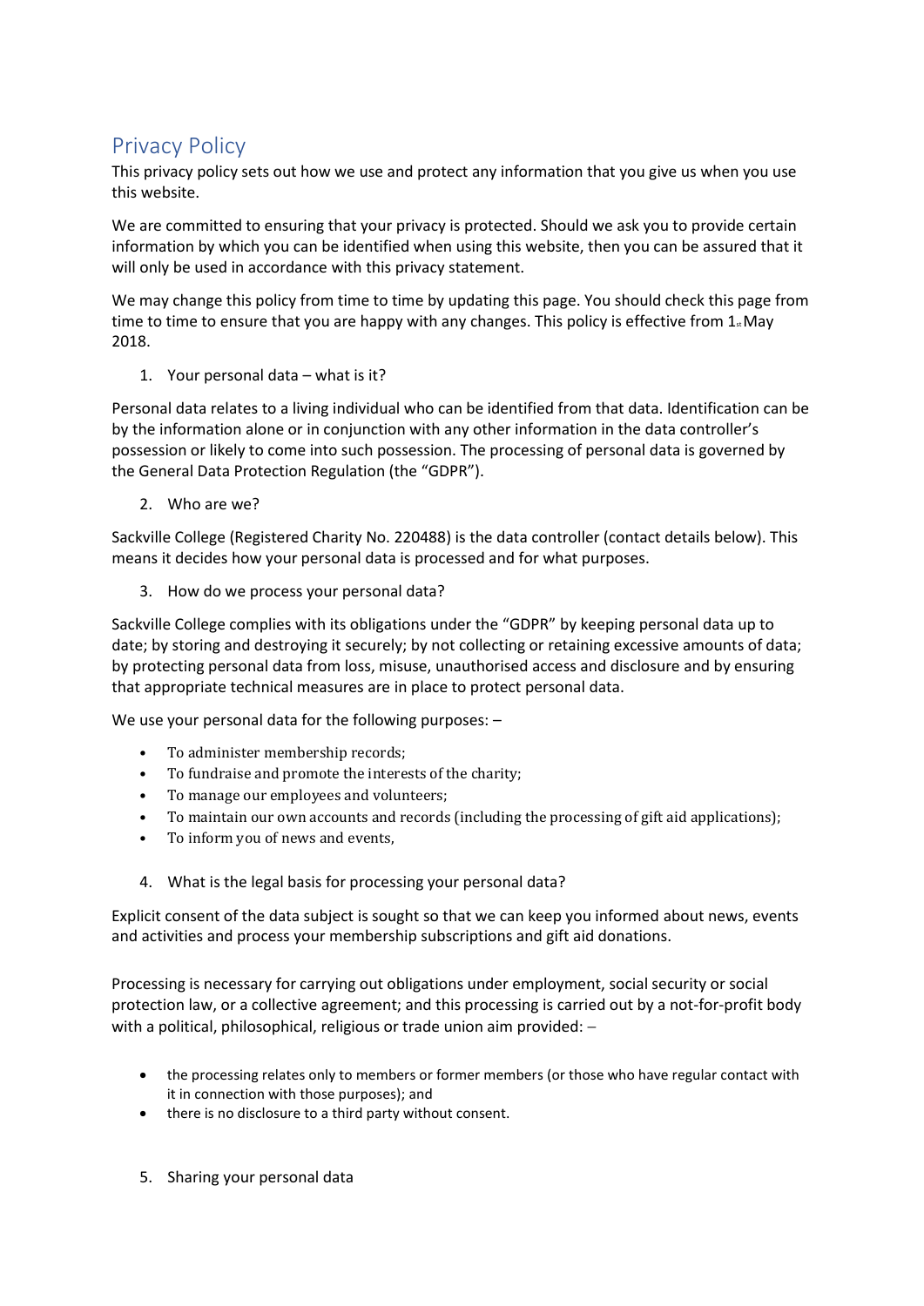# Privacy Policy

This privacy policy sets out how we use and protect any information that you give us when you use this website.

We are committed to ensuring that your privacy is protected. Should we ask you to provide certain information by which you can be identified when using this website, then you can be assured that it will only be used in accordance with this privacy statement.

We may change this policy from time to time by updating this page. You should check this page from time to time to ensure that you are happy with any changes. This policy is effective from 1st May 2018.

1. Your personal data – what is it?

Personal data relates to a living individual who can be identified from that data. Identification can be by the information alone or in conjunction with any other information in the data controller's possession or likely to come into such possession. The processing of personal data is governed by the General Data Protection Regulation (the "GDPR").

2. Who are we?

Sackville College (Registered Charity No. 220488) is the data controller (contact details below). This means it decides how your personal data is processed and for what purposes.

3. How do we process your personal data?

Sackville College complies with its obligations under the "GDPR" by keeping personal data up to date; by storing and destroying it securely; by not collecting or retaining excessive amounts of data; by protecting personal data from loss, misuse, unauthorised access and disclosure and by ensuring that appropriate technical measures are in place to protect personal data.

We use your personal data for the following purposes: –

- To administer membership records;
- To fundraise and promote the interests of the charity;
- To manage our employees and volunteers;
- To maintain our own accounts and records (including the processing of gift aid applications);
- To inform you of news and events,

4. What is the legal basis for processing your personal data?

Explicit consent of the data subject is sought so that we can keep you informed about news, events and activities and process your membership subscriptions and gift aid donations.

Processing is necessary for carrying out obligations under employment, social security or social protection law, or a collective agreement; and this processing is carried out by a not-for-profit body with a political, philosophical, religious or trade union aim provided: –

- the processing relates only to members or former members (or those who have regular contact with it in connection with those purposes); and
- there is no disclosure to a third party without consent.

5. Sharing your personal data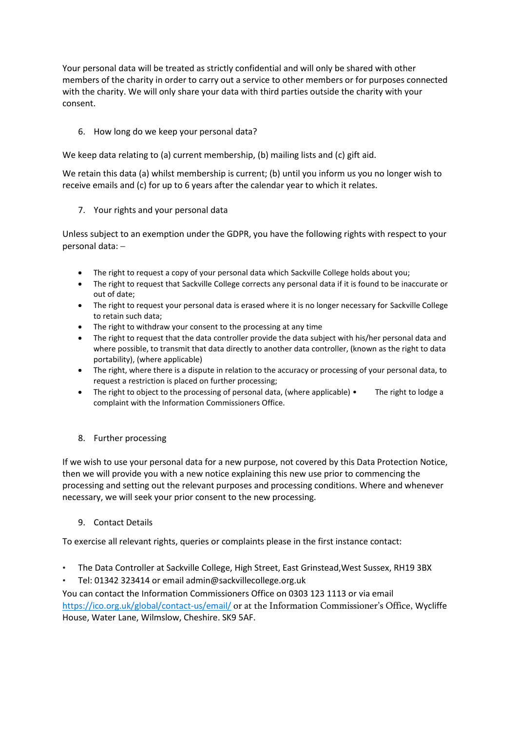Your personal data will be treated as strictly confidential and will only be shared with other members of the charity in order to carry out a service to other members or for purposes connected with the charity. We will only share your data with third parties outside the charity with your consent.

6. How long do we keep your personal data?

We keep data relating to (a) current membership, (b) mailing lists and (c) gift aid.

We retain this data (a) whilst membership is current; (b) until you inform us you no longer wish to receive emails and (c) for up to 6 years after the calendar year to which it relates.

7. Your rights and your personal data

Unless subject to an exemption under the GDPR, you have the following rights with respect to your personal data: –

- The right to request a copy of your personal data which Sackville College holds about you;
- The right to request that Sackville College corrects any personal data if it is found to be inaccurate or out of date;
- The right to request your personal data is erased where it is no longer necessary for Sackville College to retain such data;
- The right to withdraw your consent to the processing at any time
- The right to request that the data controller provide the data subject with his/her personal data and where possible, to transmit that data directly to another data controller, (known as the right to data portability), (where applicable)
- The right, where there is a dispute in relation to the accuracy or processing of your personal data, to request a restriction is placed on further processing;
- The right to object to the processing of personal data, (where applicable) • The right to lodge a complaint with the Information Commissioners Office.

8. Further processing

If we wish to use your personal data for a new purpose, not covered by this Data Protection Notice, then we will provide you with a new notice explaining this new use prior to commencing the processing and setting out the relevant purposes and processing conditions. Where and whenever necessary, we will seek your prior consent to the new processing.

9. Contact Details

To exercise all relevant rights, queries or complaints please in the first instance contact:

- The Data Controller at Sackville College, High Street, East Grinstead,West Sussex, RH19 3BX
- Tel: 01342 323414 or email admin@sackvillecollege.org.uk

You can contact the Information Commissioners Office on 0303 123 1113 or via email https://ico.org.uk/global/contact-us/email/ or at the Information Commissioner's Office, Wycliffe House, Water Lane, Wilmslow, Cheshire. SK9 5AF.